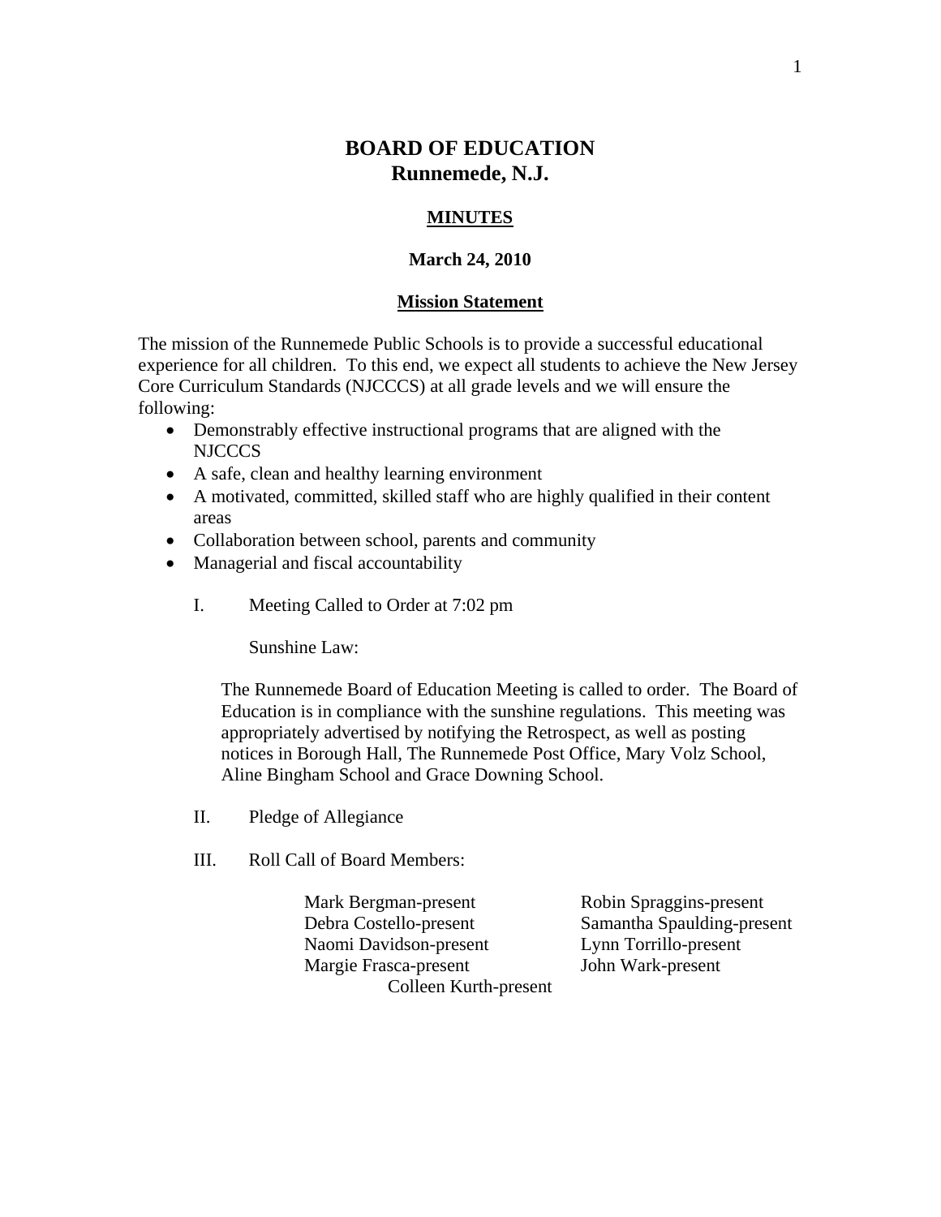# BOARD OF EDUCATION
## Runnemede, N.J.

**MINUTES**

**March 24, 2010**

**Mission Statement**

The mission of the Runnemede Public Schools is to provide a successful educational experience for all children. To this end, we expect all students to achieve the New Jersey Core Curriculum Standards (NJCCCS) at all grade levels and we will ensure the following:

- Demonstrably effective instructional programs that are aligned with the NJCCCS
- A safe, clean and healthy learning environment
- A motivated, committed, skilled staff who are highly qualified in their content areas
- Collaboration between school, parents and community
- Managerial and fiscal accountability

I. Meeting Called to Order at 7:02 pm

Sunshine Law:

The Runnemede Board of Education Meeting is called to order. The Board of Education is in compliance with the sunshine regulations. This meeting was appropriately advertised by notifying the Retrospect, as well as posting notices in Borough Hall, The Runnemede Post Office, Mary Volz School, Aline Bingham School and Grace Downing School.

II. Pledge of Allegiance

III. Roll Call of Board Members:

Mark Bergman-present
Debra Costello-present
Naomi Davidson-present
Margie Frasca-present
Robin Spraggins-present
Samantha Spaulding-present
Lynn Torrillo-present
John Wark-present
Colleen Kurth-present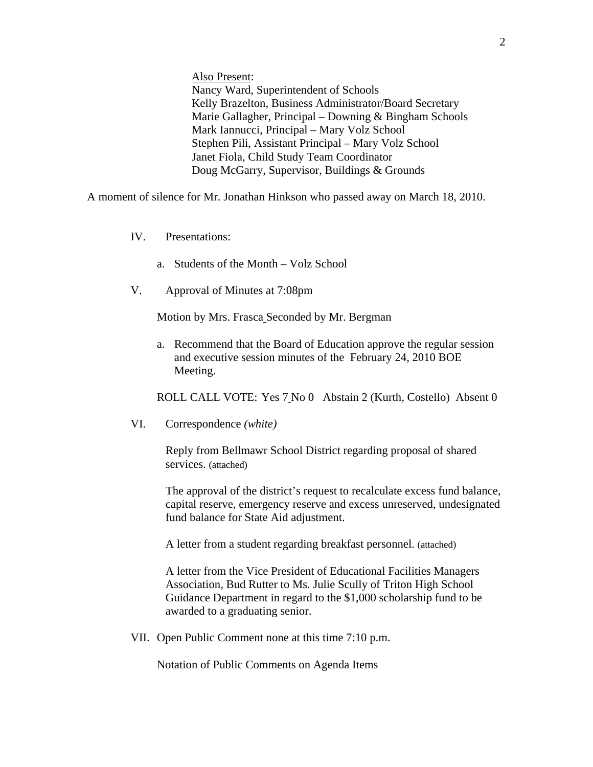<u>Also Present</u>:
Nancy Ward, Superintendent of Schools
Kelly Brazelton, Business Administrator/Board Secretary
Marie Gallagher, Principal – Downing & Bingham Schools
Mark Iannucci, Principal – Mary Volz School
Stephen Pili, Assistant Principal – Mary Volz School
Janet Fiola, Child Study Team Coordinator
Doug McGarry, Supervisor, Buildings & Grounds

A moment of silence for Mr. Jonathan Hinkson who passed away on March 18, 2010.

IV. Presentations:

a. Students of the Month – Volz School

V. Approval of Minutes at 7:08pm

Motion by Mrs. Frasca Seconded by Mr. Bergman

a. Recommend that the Board of Education approve the regular session and executive session minutes of the February 24, 2010 BOE Meeting.

ROLL CALL VOTE: Yes 7 No 0 Abstain 2 (Kurth, Costello) Absent 0

VI. Correspondence *(white)*

Reply from Bellmawr School District regarding proposal of shared services. (attached)

The approval of the district's request to recalculate excess fund balance, capital reserve, emergency reserve and excess unreserved, undesignated fund balance for State Aid adjustment.

A letter from a student regarding breakfast personnel. (attached)

A letter from the Vice President of Educational Facilities Managers Association, Bud Rutter to Ms. Julie Scully of Triton High School Guidance Department in regard to the $1,000 scholarship fund to be awarded to a graduating senior.

VII. Open Public Comment none at this time 7:10 p.m.

Notation of Public Comments on Agenda Items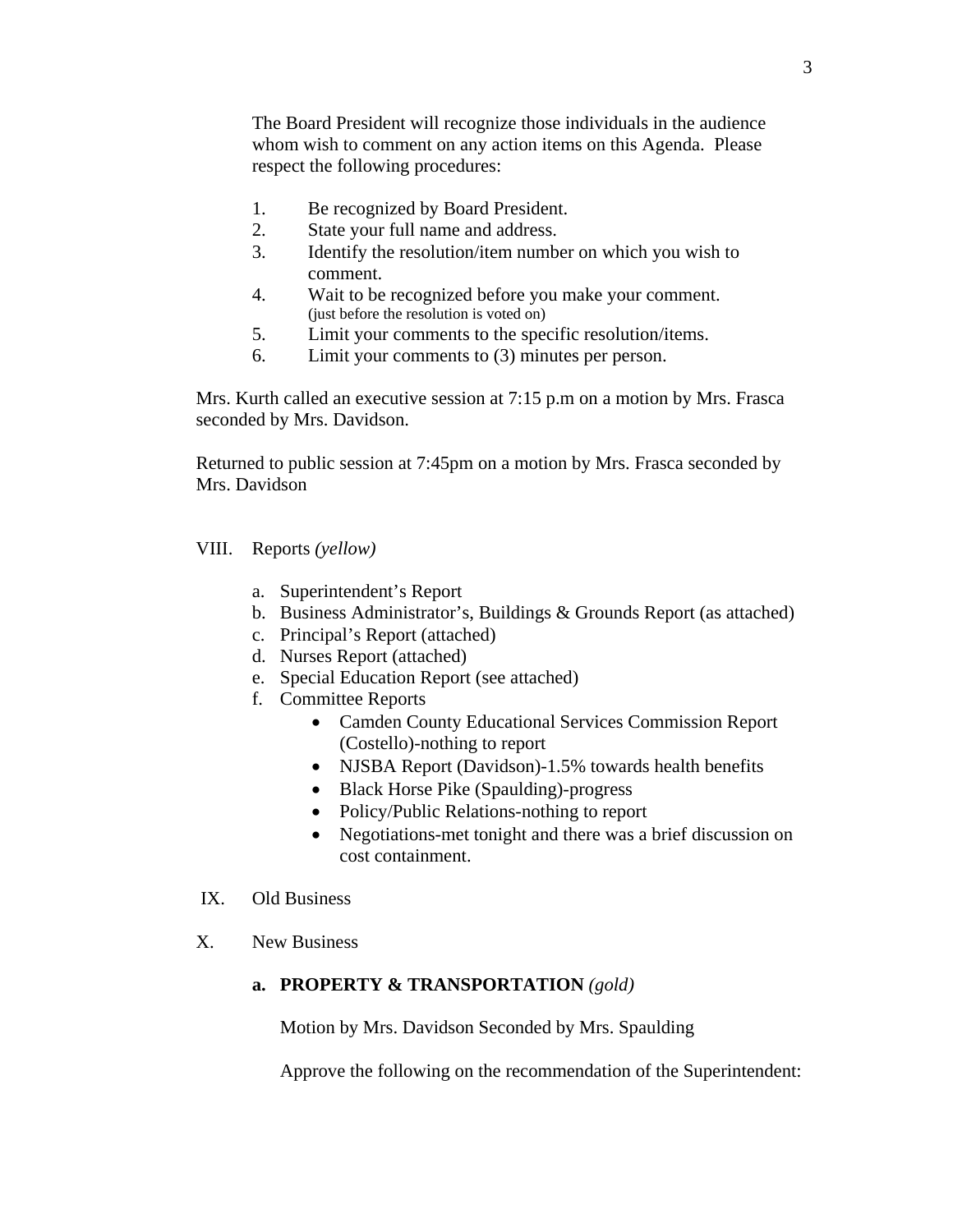The Board President will recognize those individuals in the audience whom wish to comment on any action items on this Agenda. Please respect the following procedures:

1. Be recognized by Board President.
2. State your full name and address.
3. Identify the resolution/item number on which you wish to comment.
4. Wait to be recognized before you make your comment. (just before the resolution is voted on)
5. Limit your comments to the specific resolution/items.
6. Limit your comments to (3) minutes per person.

Mrs. Kurth called an executive session at 7:15 p.m on a motion by Mrs. Frasca seconded by Mrs. Davidson.

Returned to public session at 7:45pm on a motion by Mrs. Frasca seconded by Mrs. Davidson

VIII. Reports *(yellow)*

a. Superintendent's Report
b. Business Administrator's, Buildings & Grounds Report (as attached)
c. Principal's Report (attached)
d. Nurses Report (attached)
e. Special Education Report (see attached)
f. Committee Reports
   - Camden County Educational Services Commission Report (Costello)-nothing to report
   - NJSBA Report (Davidson)-1.5% towards health benefits
   - Black Horse Pike (Spaulding)-progress
   - Policy/Public Relations-nothing to report
   - Negotiations-met tonight and there was a brief discussion on cost containment.

IX. Old Business

X. New Business

**a. PROPERTY & TRANSPORTATION** *(gold)*

Motion by Mrs. Davidson Seconded by Mrs. Spaulding

Approve the following on the recommendation of the Superintendent: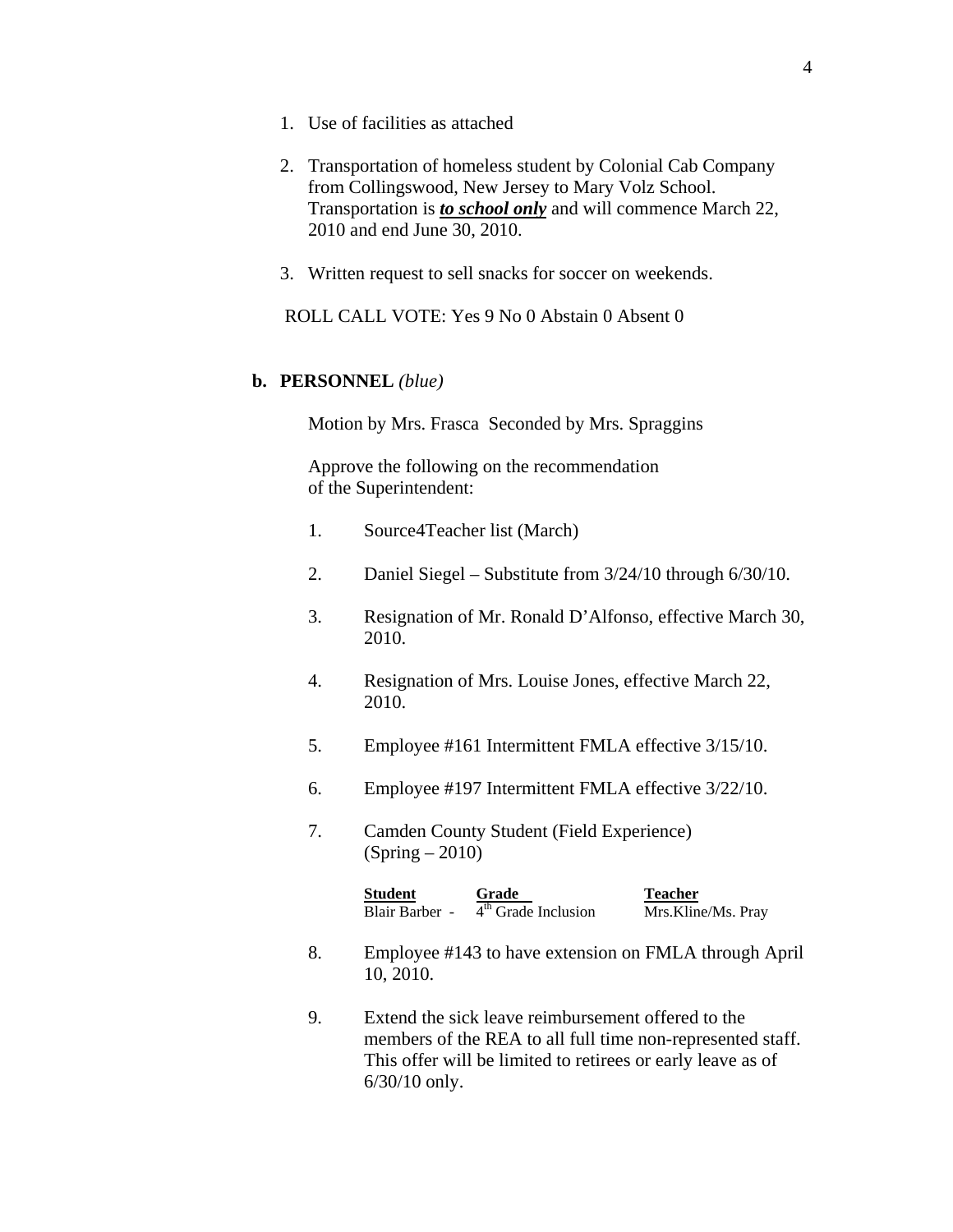1. Use of facilities as attached

2. Transportation of homeless student by Colonial Cab Company from Collingswood, New Jersey to Mary Volz School. Transportation is ***to school only*** and will commence March 22, 2010 and end June 30, 2010.

3. Written request to sell snacks for soccer on weekends.

ROLL CALL VOTE: Yes 9 No 0 Abstain 0 Absent 0

**b. PERSONNEL** *(blue)*

Motion by Mrs. Frasca Seconded by Mrs. Spraggins

Approve the following on the recommendation of the Superintendent:

1. Source4Teacher list (March)

2. Daniel Siegel – Substitute from 3/24/10 through 6/30/10.

3. Resignation of Mr. Ronald D'Alfonso, effective March 30, 2010.

4. Resignation of Mrs. Louise Jones, effective March 22, 2010.

5. Employee #161 Intermittent FMLA effective 3/15/10.

6. Employee #197 Intermittent FMLA effective 3/22/10.

7. Camden County Student (Field Experience) (Spring – 2010)

| **Student** | **Grade** | **Teacher** |
|---|---|---|
| Blair Barber - | 4th Grade Inclusion | Mrs.Kline/Ms. Pray |

8. Employee #143 to have extension on FMLA through April 10, 2010.

9. Extend the sick leave reimbursement offered to the members of the REA to all full time non-represented staff. This offer will be limited to retirees or early leave as of 6/30/10 only.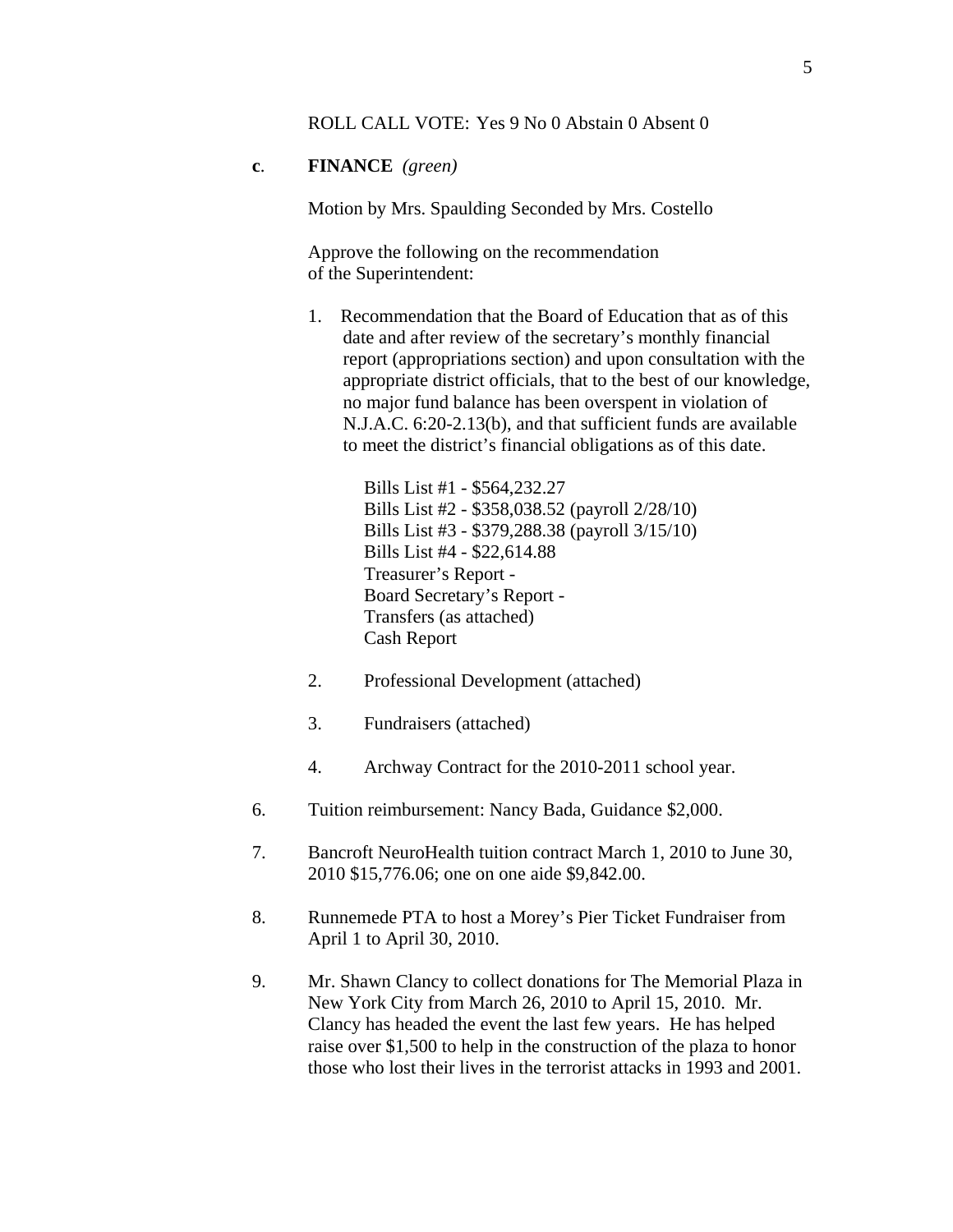ROLL CALL VOTE: Yes 9 No 0 Abstain 0 Absent 0

**c**. **FINANCE** *(green)*

Motion by Mrs. Spaulding Seconded by Mrs. Costello

Approve the following on the recommendation of the Superintendent:

1. Recommendation that the Board of Education that as of this date and after review of the secretary's monthly financial report (appropriations section) and upon consultation with the appropriate district officials, that to the best of our knowledge, no major fund balance has been overspent in violation of N.J.A.C. 6:20-2.13(b), and that sufficient funds are available to meet the district's financial obligations as of this date.

   Bills List #1 - $564,232.27
   Bills List #2 - $358,038.52 (payroll 2/28/10)
   Bills List #3 - $379,288.38 (payroll 3/15/10)
   Bills List #4 - $22,614.88
   Treasurer's Report -
   Board Secretary's Report -
   Transfers (as attached)
   Cash Report

2. Professional Development (attached)

3. Fundraisers (attached)

4. Archway Contract for the 2010-2011 school year.

6. Tuition reimbursement: Nancy Bada, Guidance $2,000.

7. Bancroft NeuroHealth tuition contract March 1, 2010 to June 30, 2010 $15,776.06; one on one aide $9,842.00.

8. Runnemede PTA to host a Morey's Pier Ticket Fundraiser from April 1 to April 30, 2010.

9. Mr. Shawn Clancy to collect donations for The Memorial Plaza in New York City from March 26, 2010 to April 15, 2010. Mr. Clancy has headed the event the last few years. He has helped raise over $1,500 to help in the construction of the plaza to honor those who lost their lives in the terrorist attacks in 1993 and 2001.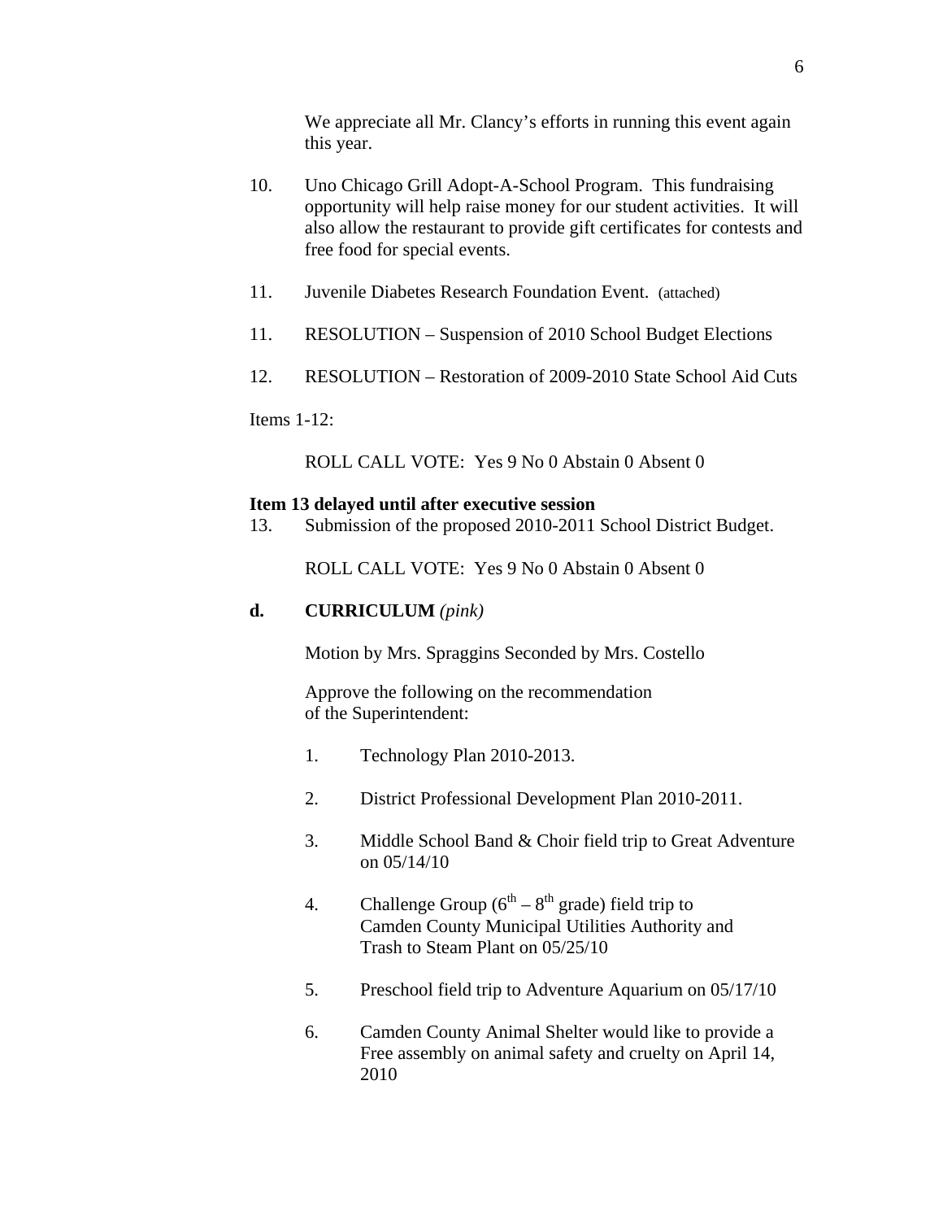We appreciate all Mr. Clancy's efforts in running this event again this year.

10. Uno Chicago Grill Adopt-A-School Program. This fundraising opportunity will help raise money for our student activities. It will also allow the restaurant to provide gift certificates for contests and free food for special events.

11. Juvenile Diabetes Research Foundation Event. (attached)

11. RESOLUTION – Suspension of 2010 School Budget Elections

12. RESOLUTION – Restoration of 2009-2010 State School Aid Cuts

Items 1-12:

ROLL CALL VOTE: Yes 9 No 0 Abstain 0 Absent 0

**Item 13 delayed until after executive session**

13. Submission of the proposed 2010-2011 School District Budget.

ROLL CALL VOTE: Yes 9 No 0 Abstain 0 Absent 0

**d. CURRICULUM** *(pink)*

Motion by Mrs. Spraggins Seconded by Mrs. Costello

Approve the following on the recommendation of the Superintendent:

1. Technology Plan 2010-2013.

2. District Professional Development Plan 2010-2011.

3. Middle School Band & Choir field trip to Great Adventure on 05/14/10

4. Challenge Group ($6^{th}$ – $8^{th}$ grade) field trip to Camden County Municipal Utilities Authority and Trash to Steam Plant on 05/25/10

5. Preschool field trip to Adventure Aquarium on 05/17/10

6. Camden County Animal Shelter would like to provide a Free assembly on animal safety and cruelty on April 14, 2010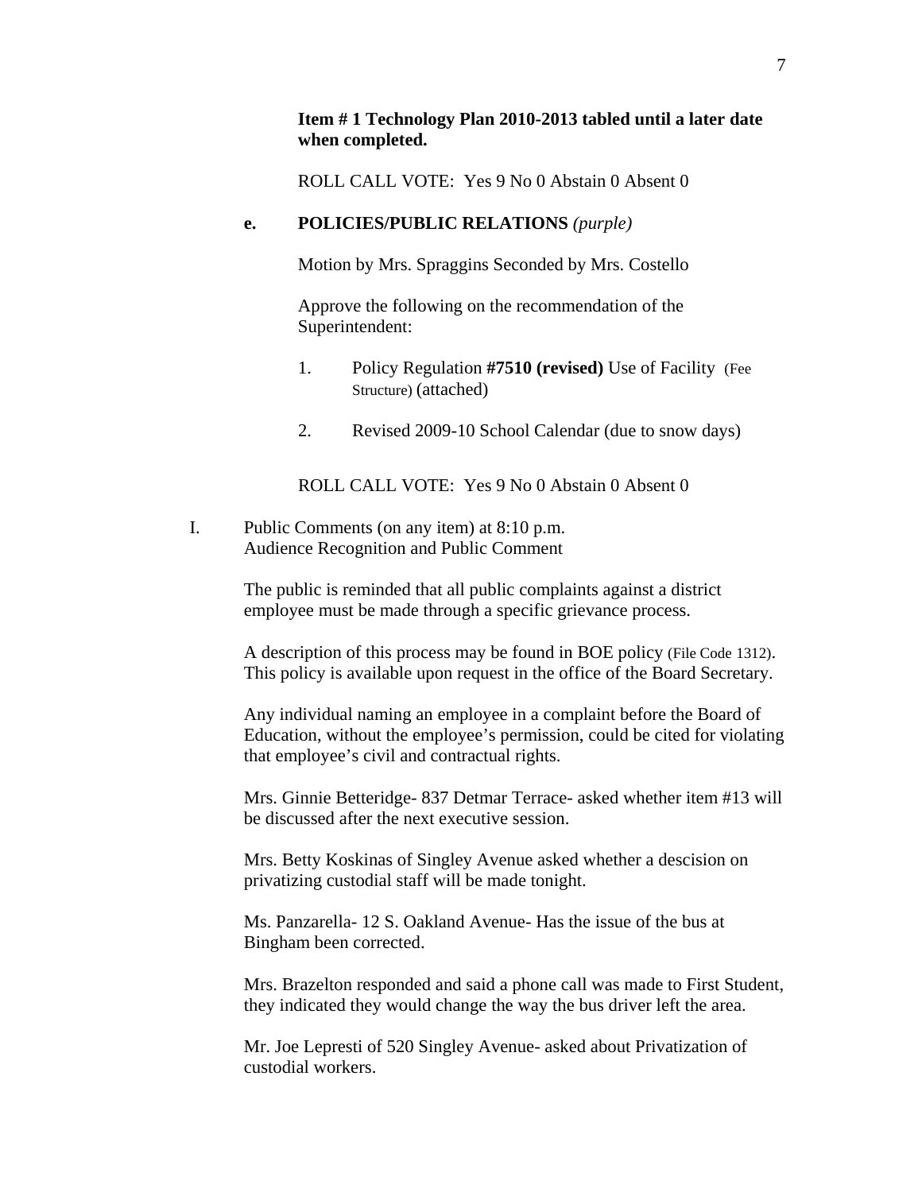**Item # 1 Technology Plan 2010-2013 tabled until a later date when completed.**

ROLL CALL VOTE: Yes 9 No 0 Abstain 0 Absent 0

**e. POLICIES/PUBLIC RELATIONS** *(purple)*

Motion by Mrs. Spraggins Seconded by Mrs. Costello

Approve the following on the recommendation of the Superintendent:

1. Policy Regulation **#7510 (revised)** Use of Facility (Fee Structure) (attached)

2. Revised 2009-10 School Calendar (due to snow days)

ROLL CALL VOTE: Yes 9 No 0 Abstain 0 Absent 0

I. Public Comments (on any item) at 8:10 p.m.
Audience Recognition and Public Comment

The public is reminded that all public complaints against a district employee must be made through a specific grievance process.

A description of this process may be found in BOE policy (File Code 1312). This policy is available upon request in the office of the Board Secretary.

Any individual naming an employee in a complaint before the Board of Education, without the employee's permission, could be cited for violating that employee's civil and contractual rights.

Mrs. Ginnie Betteridge- 837 Detmar Terrace- asked whether item #13 will be discussed after the next executive session.

Mrs. Betty Koskinas of Singley Avenue asked whether a descision on privatizing custodial staff will be made tonight.

Ms. Panzarella- 12 S. Oakland Avenue- Has the issue of the bus at Bingham been corrected.

Mrs. Brazelton responded and said a phone call was made to First Student, they indicated they would change the way the bus driver left the area.

Mr. Joe Lepresti of 520 Singley Avenue- asked about Privatization of custodial workers.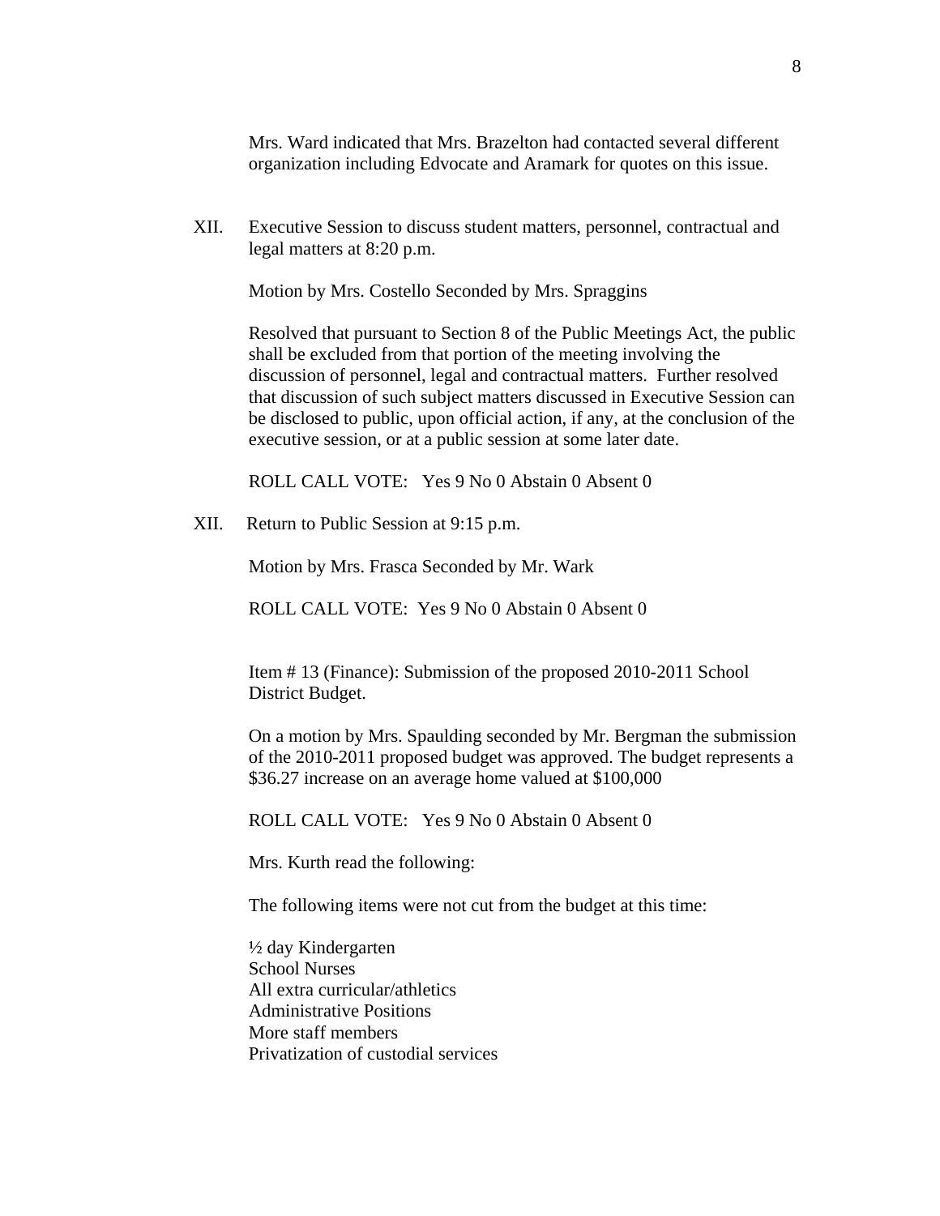Mrs. Ward indicated that Mrs. Brazelton had contacted several different organization including Edvocate and Aramark for quotes on this issue.

XII. Executive Session to discuss student matters, personnel, contractual and legal matters at 8:20 p.m.

Motion by Mrs. Costello Seconded by Mrs. Spraggins

Resolved that pursuant to Section 8 of the Public Meetings Act, the public shall be excluded from that portion of the meeting involving the discussion of personnel, legal and contractual matters. Further resolved that discussion of such subject matters discussed in Executive Session can be disclosed to public, upon official action, if any, at the conclusion of the executive session, or at a public session at some later date.

ROLL CALL VOTE: Yes 9 No 0 Abstain 0 Absent 0

XII. Return to Public Session at 9:15 p.m.

Motion by Mrs. Frasca Seconded by Mr. Wark

ROLL CALL VOTE: Yes 9 No 0 Abstain 0 Absent 0

Item # 13 (Finance): Submission of the proposed 2010-2011 School District Budget.

On a motion by Mrs. Spaulding seconded by Mr. Bergman the submission of the 2010-2011 proposed budget was approved. The budget represents a $36.27 increase on an average home valued at $100,000

ROLL CALL VOTE: Yes 9 No 0 Abstain 0 Absent 0

Mrs. Kurth read the following:

The following items were not cut from the budget at this time:

½ day Kindergarten
School Nurses
All extra curricular/athletics
Administrative Positions
More staff members
Privatization of custodial services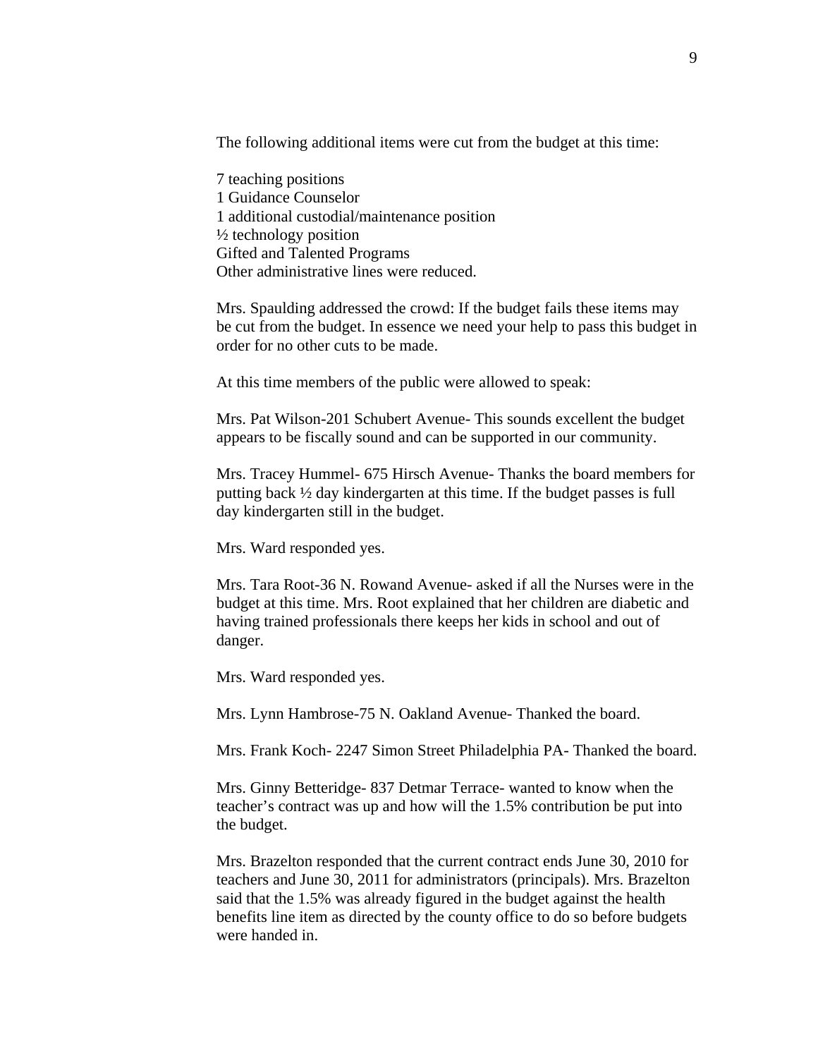The following additional items were cut from the budget at this time:

7 teaching positions
1 Guidance Counselor
1 additional custodial/maintenance position
½ technology position
Gifted and Talented Programs
Other administrative lines were reduced.

Mrs. Spaulding addressed the crowd: If the budget fails these items may be cut from the budget. In essence we need your help to pass this budget in order for no other cuts to be made.

At this time members of the public were allowed to speak:

Mrs. Pat Wilson-201 Schubert Avenue- This sounds excellent the budget appears to be fiscally sound and can be supported in our community.

Mrs. Tracey Hummel- 675 Hirsch Avenue- Thanks the board members for putting back ½ day kindergarten at this time. If the budget passes is full day kindergarten still in the budget.

Mrs. Ward responded yes.

Mrs. Tara Root-36 N. Rowand Avenue- asked if all the Nurses were in the budget at this time. Mrs. Root explained that her children are diabetic and having trained professionals there keeps her kids in school and out of danger.

Mrs. Ward responded yes.

Mrs. Lynn Hambrose-75 N. Oakland Avenue- Thanked the board.

Mrs. Frank Koch- 2247 Simon Street Philadelphia PA- Thanked the board.

Mrs. Ginny Betteridge- 837 Detmar Terrace- wanted to know when the teacher's contract was up and how will the 1.5% contribution be put into the budget.

Mrs. Brazelton responded that the current contract ends June 30, 2010 for teachers and June 30, 2011 for administrators (principals). Mrs. Brazelton said that the 1.5% was already figured in the budget against the health benefits line item as directed by the county office to do so before budgets were handed in.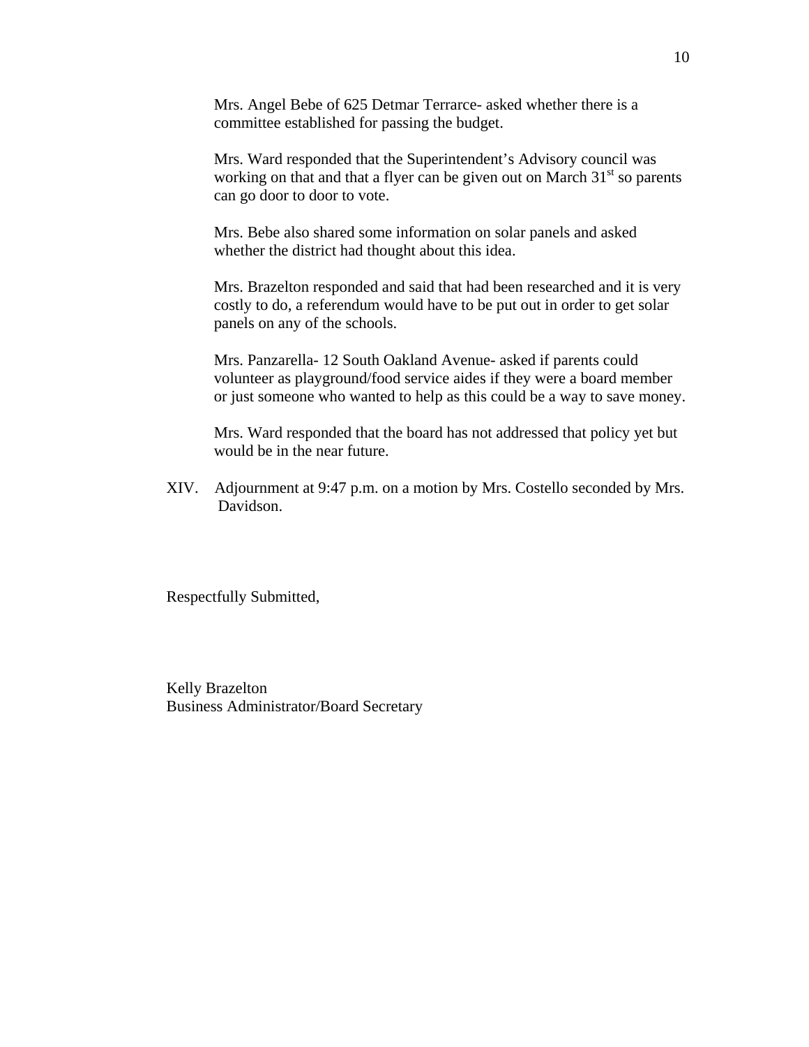Mrs. Angel Bebe of 625 Detmar Terrarce- asked whether there is a committee established for passing the budget.

Mrs. Ward responded that the Superintendent's Advisory council was working on that and that a flyer can be given out on March 31st so parents can go door to door to vote.

Mrs. Bebe also shared some information on solar panels and asked whether the district had thought about this idea.

Mrs. Brazelton responded and said that had been researched and it is very costly to do, a referendum would have to be put out in order to get solar panels on any of the schools.

Mrs. Panzarella- 12 South Oakland Avenue- asked if parents could volunteer as playground/food service aides if they were a board member or just someone who wanted to help as this could be a way to save money.

Mrs. Ward responded that the board has not addressed that policy yet but would be in the near future.

XIV. Adjournment at 9:47 p.m. on a motion by Mrs. Costello seconded by Mrs. Davidson.

Respectfully Submitted,

Kelly Brazelton
Business Administrator/Board Secretary